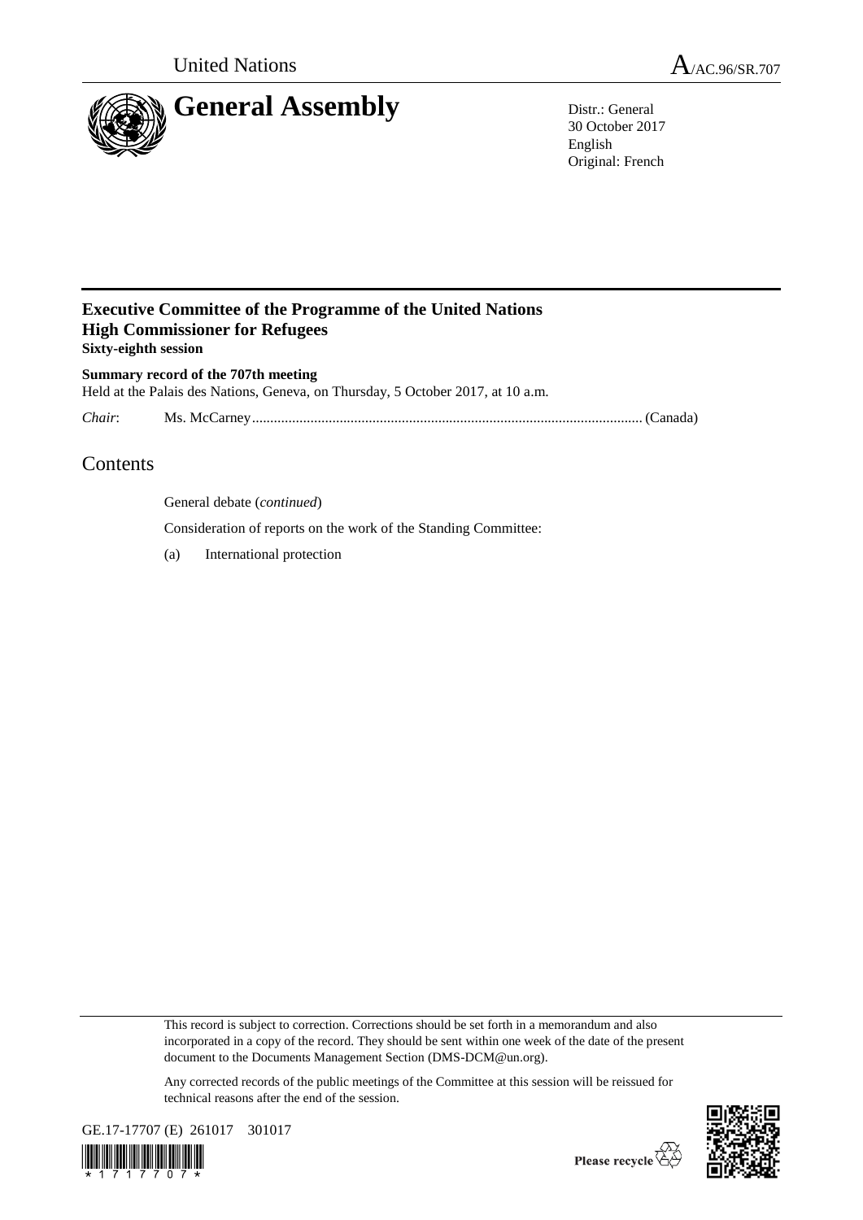United Nations

A/AC.96/SR.707

# General Assembly

Distr.: General
30 October 2017
English
Original: French

## Executive Committee of the Programme of the United Nations High Commissioner for Refugees

**Sixty-eighth session**

**Summary record of the 707th meeting**

Held at the Palais des Nations, Geneva, on Thursday, 5 October 2017, at 10 a.m.

*Chair*: Ms. McCarney ........................................................................................................... (Canada)

# Contents

General debate (*continued*)

Consideration of reports on the work of the Standing Committee:

(a) International protection

This record is subject to correction. Corrections should be set forth in a memorandum and also incorporated in a copy of the record. They should be sent within one week of the date of the present document to the Documents Management Section (DMS-DCM@un.org).

Any corrected records of the public meetings of the Committee at this session will be reissued for technical reasons after the end of the session.

GE.17-17707 (E) 261017 301017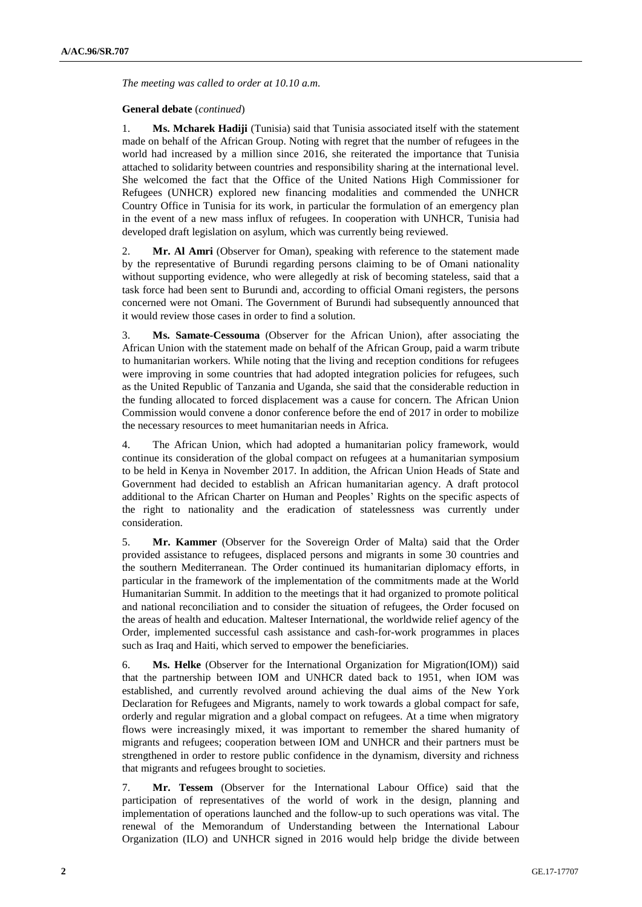*The meeting was called to order at 10.10 a.m.*

**General debate** (*continued*)

1. **Ms. Mcharek Hadiji** (Tunisia) said that Tunisia associated itself with the statement made on behalf of the African Group. Noting with regret that the number of refugees in the world had increased by a million since 2016, she reiterated the importance that Tunisia attached to solidarity between countries and responsibility sharing at the international level. She welcomed the fact that the Office of the United Nations High Commissioner for Refugees (UNHCR) explored new financing modalities and commended the UNHCR Country Office in Tunisia for its work, in particular the formulation of an emergency plan in the event of a new mass influx of refugees. In cooperation with UNHCR, Tunisia had developed draft legislation on asylum, which was currently being reviewed.

2. **Mr. Al Amri** (Observer for Oman), speaking with reference to the statement made by the representative of Burundi regarding persons claiming to be of Omani nationality without supporting evidence, who were allegedly at risk of becoming stateless, said that a task force had been sent to Burundi and, according to official Omani registers, the persons concerned were not Omani. The Government of Burundi had subsequently announced that it would review those cases in order to find a solution.

3. **Ms. Samate-Cessouma** (Observer for the African Union), after associating the African Union with the statement made on behalf of the African Group, paid a warm tribute to humanitarian workers. While noting that the living and reception conditions for refugees were improving in some countries that had adopted integration policies for refugees, such as the United Republic of Tanzania and Uganda, she said that the considerable reduction in the funding allocated to forced displacement was a cause for concern. The African Union Commission would convene a donor conference before the end of 2017 in order to mobilize the necessary resources to meet humanitarian needs in Africa.

4. The African Union, which had adopted a humanitarian policy framework, would continue its consideration of the global compact on refugees at a humanitarian symposium to be held in Kenya in November 2017. In addition, the African Union Heads of State and Government had decided to establish an African humanitarian agency. A draft protocol additional to the African Charter on Human and Peoples' Rights on the specific aspects of the right to nationality and the eradication of statelessness was currently under consideration.

5. **Mr. Kammer** (Observer for the Sovereign Order of Malta) said that the Order provided assistance to refugees, displaced persons and migrants in some 30 countries and the southern Mediterranean. The Order continued its humanitarian diplomacy efforts, in particular in the framework of the implementation of the commitments made at the World Humanitarian Summit. In addition to the meetings that it had organized to promote political and national reconciliation and to consider the situation of refugees, the Order focused on the areas of health and education. Malteser International, the worldwide relief agency of the Order, implemented successful cash assistance and cash-for-work programmes in places such as Iraq and Haiti, which served to empower the beneficiaries.

6. **Ms. Helke** (Observer for the International Organization for Migration(IOM)) said that the partnership between IOM and UNHCR dated back to 1951, when IOM was established, and currently revolved around achieving the dual aims of the New York Declaration for Refugees and Migrants, namely to work towards a global compact for safe, orderly and regular migration and a global compact on refugees. At a time when migratory flows were increasingly mixed, it was important to remember the shared humanity of migrants and refugees; cooperation between IOM and UNHCR and their partners must be strengthened in order to restore public confidence in the dynamism, diversity and richness that migrants and refugees brought to societies.

7. **Mr. Tessem** (Observer for the International Labour Office) said that the participation of representatives of the world of work in the design, planning and implementation of operations launched and the follow-up to such operations was vital. The renewal of the Memorandum of Understanding between the International Labour Organization (ILO) and UNHCR signed in 2016 would help bridge the divide between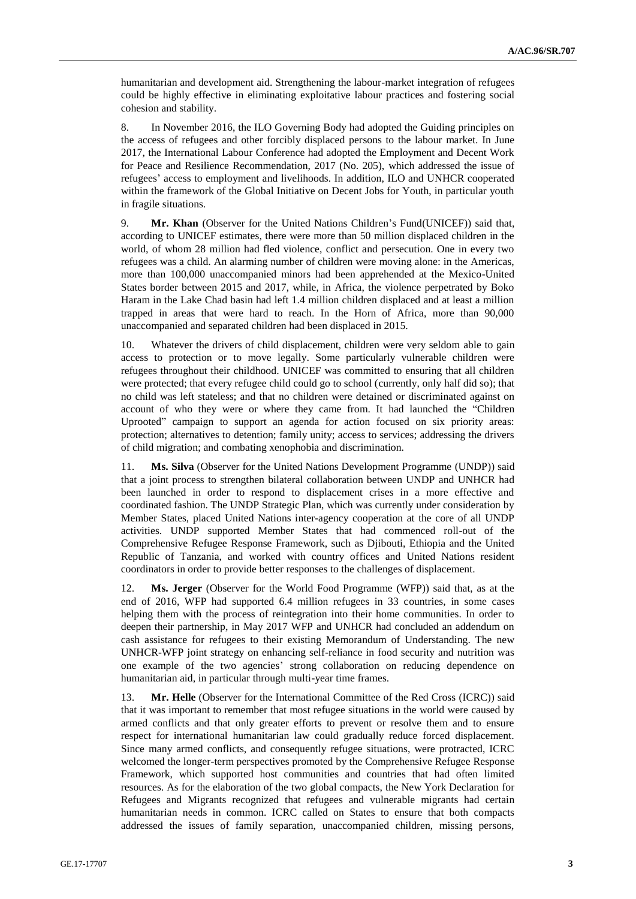humanitarian and development aid. Strengthening the labour-market integration of refugees could be highly effective in eliminating exploitative labour practices and fostering social cohesion and stability.

8. In November 2016, the ILO Governing Body had adopted the Guiding principles on the access of refugees and other forcibly displaced persons to the labour market. In June 2017, the International Labour Conference had adopted the Employment and Decent Work for Peace and Resilience Recommendation, 2017 (No. 205), which addressed the issue of refugees' access to employment and livelihoods. In addition, ILO and UNHCR cooperated within the framework of the Global Initiative on Decent Jobs for Youth, in particular youth in fragile situations.

9. **Mr. Khan** (Observer for the United Nations Children's Fund(UNICEF)) said that, according to UNICEF estimates, there were more than 50 million displaced children in the world, of whom 28 million had fled violence, conflict and persecution. One in every two refugees was a child. An alarming number of children were moving alone: in the Americas, more than 100,000 unaccompanied minors had been apprehended at the Mexico-United States border between 2015 and 2017, while, in Africa, the violence perpetrated by Boko Haram in the Lake Chad basin had left 1.4 million children displaced and at least a million trapped in areas that were hard to reach. In the Horn of Africa, more than 90,000 unaccompanied and separated children had been displaced in 2015.

10. Whatever the drivers of child displacement, children were very seldom able to gain access to protection or to move legally. Some particularly vulnerable children were refugees throughout their childhood. UNICEF was committed to ensuring that all children were protected; that every refugee child could go to school (currently, only half did so); that no child was left stateless; and that no children were detained or discriminated against on account of who they were or where they came from. It had launched the "Children Uprooted" campaign to support an agenda for action focused on six priority areas: protection; alternatives to detention; family unity; access to services; addressing the drivers of child migration; and combating xenophobia and discrimination.

11. **Ms. Silva** (Observer for the United Nations Development Programme (UNDP)) said that a joint process to strengthen bilateral collaboration between UNDP and UNHCR had been launched in order to respond to displacement crises in a more effective and coordinated fashion. The UNDP Strategic Plan, which was currently under consideration by Member States, placed United Nations inter-agency cooperation at the core of all UNDP activities. UNDP supported Member States that had commenced roll-out of the Comprehensive Refugee Response Framework, such as Djibouti, Ethiopia and the United Republic of Tanzania, and worked with country offices and United Nations resident coordinators in order to provide better responses to the challenges of displacement.

12. **Ms. Jerger** (Observer for the World Food Programme (WFP)) said that, as at the end of 2016, WFP had supported 6.4 million refugees in 33 countries, in some cases helping them with the process of reintegration into their home communities. In order to deepen their partnership, in May 2017 WFP and UNHCR had concluded an addendum on cash assistance for refugees to their existing Memorandum of Understanding. The new UNHCR-WFP joint strategy on enhancing self-reliance in food security and nutrition was one example of the two agencies' strong collaboration on reducing dependence on humanitarian aid, in particular through multi-year time frames.

13. **Mr. Helle** (Observer for the International Committee of the Red Cross (ICRC)) said that it was important to remember that most refugee situations in the world were caused by armed conflicts and that only greater efforts to prevent or resolve them and to ensure respect for international humanitarian law could gradually reduce forced displacement. Since many armed conflicts, and consequently refugee situations, were protracted, ICRC welcomed the longer-term perspectives promoted by the Comprehensive Refugee Response Framework, which supported host communities and countries that had often limited resources. As for the elaboration of the two global compacts, the New York Declaration for Refugees and Migrants recognized that refugees and vulnerable migrants had certain humanitarian needs in common. ICRC called on States to ensure that both compacts addressed the issues of family separation, unaccompanied children, missing persons,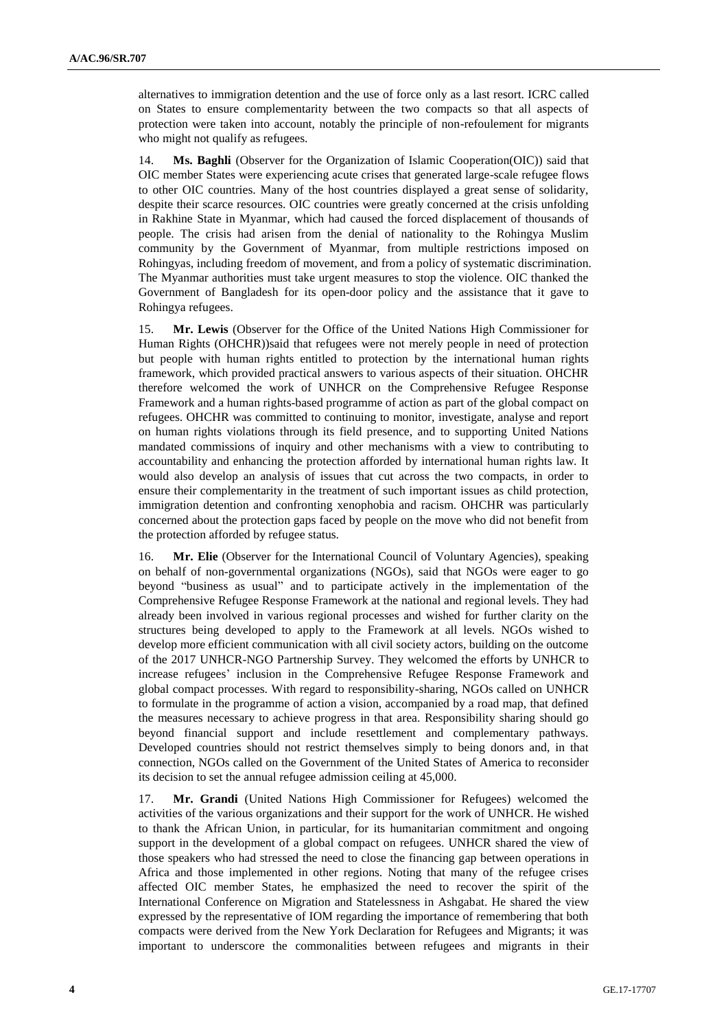alternatives to immigration detention and the use of force only as a last resort. ICRC called on States to ensure complementarity between the two compacts so that all aspects of protection were taken into account, notably the principle of non-refoulement for migrants who might not qualify as refugees.

14. **Ms. Baghli** (Observer for the Organization of Islamic Cooperation(OIC)) said that OIC member States were experiencing acute crises that generated large-scale refugee flows to other OIC countries. Many of the host countries displayed a great sense of solidarity, despite their scarce resources. OIC countries were greatly concerned at the crisis unfolding in Rakhine State in Myanmar, which had caused the forced displacement of thousands of people. The crisis had arisen from the denial of nationality to the Rohingya Muslim community by the Government of Myanmar, from multiple restrictions imposed on Rohingyas, including freedom of movement, and from a policy of systematic discrimination. The Myanmar authorities must take urgent measures to stop the violence. OIC thanked the Government of Bangladesh for its open-door policy and the assistance that it gave to Rohingya refugees.

15. **Mr. Lewis** (Observer for the Office of the United Nations High Commissioner for Human Rights (OHCHR))said that refugees were not merely people in need of protection but people with human rights entitled to protection by the international human rights framework, which provided practical answers to various aspects of their situation. OHCHR therefore welcomed the work of UNHCR on the Comprehensive Refugee Response Framework and a human rights-based programme of action as part of the global compact on refugees. OHCHR was committed to continuing to monitor, investigate, analyse and report on human rights violations through its field presence, and to supporting United Nations mandated commissions of inquiry and other mechanisms with a view to contributing to accountability and enhancing the protection afforded by international human rights law. It would also develop an analysis of issues that cut across the two compacts, in order to ensure their complementarity in the treatment of such important issues as child protection, immigration detention and confronting xenophobia and racism. OHCHR was particularly concerned about the protection gaps faced by people on the move who did not benefit from the protection afforded by refugee status.

16. **Mr. Elie** (Observer for the International Council of Voluntary Agencies), speaking on behalf of non-governmental organizations (NGOs), said that NGOs were eager to go beyond "business as usual" and to participate actively in the implementation of the Comprehensive Refugee Response Framework at the national and regional levels. They had already been involved in various regional processes and wished for further clarity on the structures being developed to apply to the Framework at all levels. NGOs wished to develop more efficient communication with all civil society actors, building on the outcome of the 2017 UNHCR-NGO Partnership Survey. They welcomed the efforts by UNHCR to increase refugees' inclusion in the Comprehensive Refugee Response Framework and global compact processes. With regard to responsibility-sharing, NGOs called on UNHCR to formulate in the programme of action a vision, accompanied by a road map, that defined the measures necessary to achieve progress in that area. Responsibility sharing should go beyond financial support and include resettlement and complementary pathways. Developed countries should not restrict themselves simply to being donors and, in that connection, NGOs called on the Government of the United States of America to reconsider its decision to set the annual refugee admission ceiling at 45,000.

17. **Mr. Grandi** (United Nations High Commissioner for Refugees) welcomed the activities of the various organizations and their support for the work of UNHCR. He wished to thank the African Union, in particular, for its humanitarian commitment and ongoing support in the development of a global compact on refugees. UNHCR shared the view of those speakers who had stressed the need to close the financing gap between operations in Africa and those implemented in other regions. Noting that many of the refugee crises affected OIC member States, he emphasized the need to recover the spirit of the International Conference on Migration and Statelessness in Ashgabat. He shared the view expressed by the representative of IOM regarding the importance of remembering that both compacts were derived from the New York Declaration for Refugees and Migrants; it was important to underscore the commonalities between refugees and migrants in their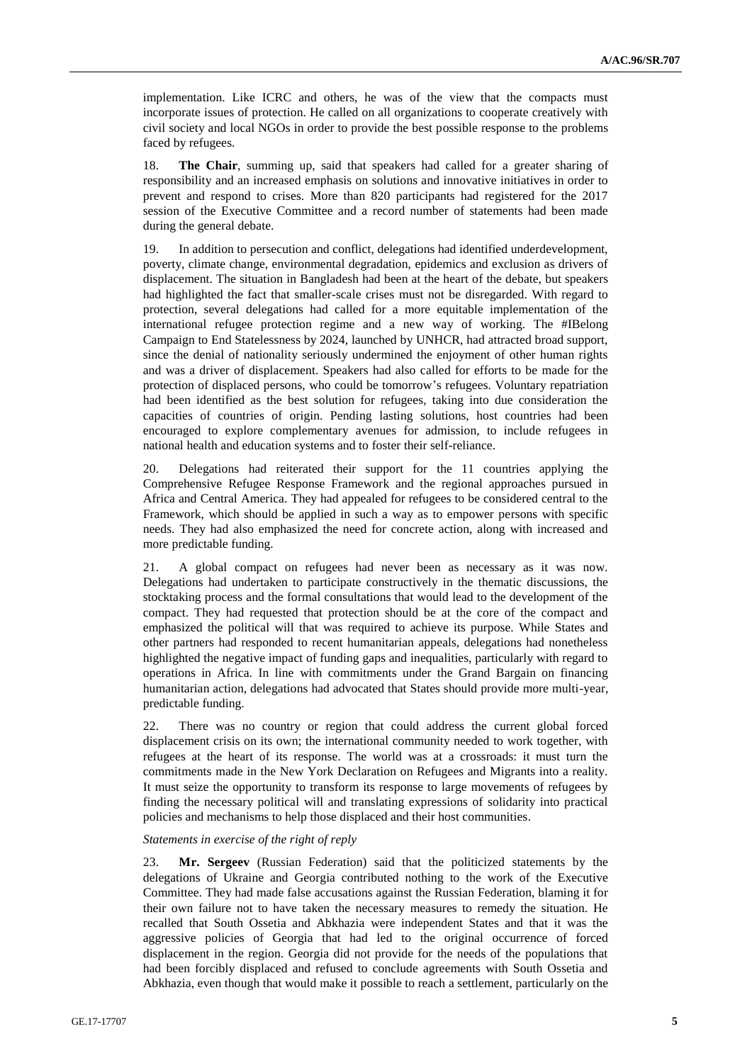implementation. Like ICRC and others, he was of the view that the compacts must incorporate issues of protection. He called on all organizations to cooperate creatively with civil society and local NGOs in order to provide the best possible response to the problems faced by refugees.

18. **The Chair**, summing up, said that speakers had called for a greater sharing of responsibility and an increased emphasis on solutions and innovative initiatives in order to prevent and respond to crises. More than 820 participants had registered for the 2017 session of the Executive Committee and a record number of statements had been made during the general debate.

19. In addition to persecution and conflict, delegations had identified underdevelopment, poverty, climate change, environmental degradation, epidemics and exclusion as drivers of displacement. The situation in Bangladesh had been at the heart of the debate, but speakers had highlighted the fact that smaller-scale crises must not be disregarded. With regard to protection, several delegations had called for a more equitable implementation of the international refugee protection regime and a new way of working. The #IBelong Campaign to End Statelessness by 2024, launched by UNHCR, had attracted broad support, since the denial of nationality seriously undermined the enjoyment of other human rights and was a driver of displacement. Speakers had also called for efforts to be made for the protection of displaced persons, who could be tomorrow's refugees. Voluntary repatriation had been identified as the best solution for refugees, taking into due consideration the capacities of countries of origin. Pending lasting solutions, host countries had been encouraged to explore complementary avenues for admission, to include refugees in national health and education systems and to foster their self-reliance.

20. Delegations had reiterated their support for the 11 countries applying the Comprehensive Refugee Response Framework and the regional approaches pursued in Africa and Central America. They had appealed for refugees to be considered central to the Framework, which should be applied in such a way as to empower persons with specific needs. They had also emphasized the need for concrete action, along with increased and more predictable funding.

21. A global compact on refugees had never been as necessary as it was now. Delegations had undertaken to participate constructively in the thematic discussions, the stocktaking process and the formal consultations that would lead to the development of the compact. They had requested that protection should be at the core of the compact and emphasized the political will that was required to achieve its purpose. While States and other partners had responded to recent humanitarian appeals, delegations had nonetheless highlighted the negative impact of funding gaps and inequalities, particularly with regard to operations in Africa. In line with commitments under the Grand Bargain on financing humanitarian action, delegations had advocated that States should provide more multi-year, predictable funding.

22. There was no country or region that could address the current global forced displacement crisis on its own; the international community needed to work together, with refugees at the heart of its response. The world was at a crossroads: it must turn the commitments made in the New York Declaration on Refugees and Migrants into a reality. It must seize the opportunity to transform its response to large movements of refugees by finding the necessary political will and translating expressions of solidarity into practical policies and mechanisms to help those displaced and their host communities.

*Statements in exercise of the right of reply*

23. **Mr. Sergeev** (Russian Federation) said that the politicized statements by the delegations of Ukraine and Georgia contributed nothing to the work of the Executive Committee. They had made false accusations against the Russian Federation, blaming it for their own failure not to have taken the necessary measures to remedy the situation. He recalled that South Ossetia and Abkhazia were independent States and that it was the aggressive policies of Georgia that had led to the original occurrence of forced displacement in the region. Georgia did not provide for the needs of the populations that had been forcibly displaced and refused to conclude agreements with South Ossetia and Abkhazia, even though that would make it possible to reach a settlement, particularly on the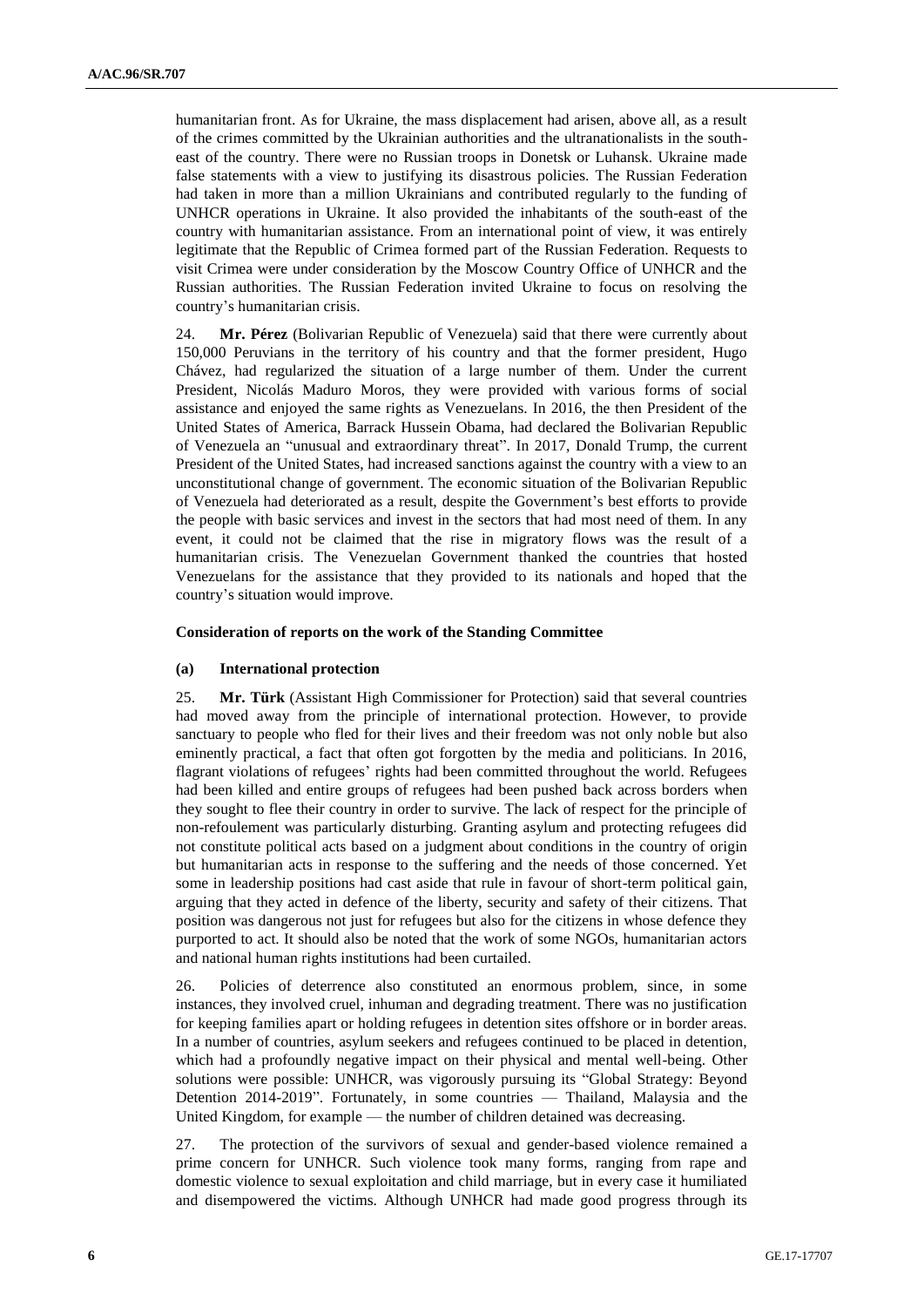humanitarian front. As for Ukraine, the mass displacement had arisen, above all, as a result of the crimes committed by the Ukrainian authorities and the ultranationalists in the south-east of the country. There were no Russian troops in Donetsk or Luhansk. Ukraine made false statements with a view to justifying its disastrous policies. The Russian Federation had taken in more than a million Ukrainians and contributed regularly to the funding of UNHCR operations in Ukraine. It also provided the inhabitants of the south-east of the country with humanitarian assistance. From an international point of view, it was entirely legitimate that the Republic of Crimea formed part of the Russian Federation. Requests to visit Crimea were under consideration by the Moscow Country Office of UNHCR and the Russian authorities. The Russian Federation invited Ukraine to focus on resolving the country's humanitarian crisis.

24. **Mr. Pérez** (Bolivarian Republic of Venezuela) said that there were currently about 150,000 Peruvians in the territory of his country and that the former president, Hugo Chávez, had regularized the situation of a large number of them. Under the current President, Nicolás Maduro Moros, they were provided with various forms of social assistance and enjoyed the same rights as Venezuelans. In 2016, the then President of the United States of America, Barrack Hussein Obama, had declared the Bolivarian Republic of Venezuela an "unusual and extraordinary threat". In 2017, Donald Trump, the current President of the United States, had increased sanctions against the country with a view to an unconstitutional change of government. The economic situation of the Bolivarian Republic of Venezuela had deteriorated as a result, despite the Government's best efforts to provide the people with basic services and invest in the sectors that had most need of them. In any event, it could not be claimed that the rise in migratory flows was the result of a humanitarian crisis. The Venezuelan Government thanked the countries that hosted Venezuelans for the assistance that they provided to its nationals and hoped that the country's situation would improve.

### Consideration of reports on the work of the Standing Committee

#### (a) International protection

25. **Mr. Türk** (Assistant High Commissioner for Protection) said that several countries had moved away from the principle of international protection. However, to provide sanctuary to people who fled for their lives and their freedom was not only noble but also eminently practical, a fact that often got forgotten by the media and politicians. In 2016, flagrant violations of refugees' rights had been committed throughout the world. Refugees had been killed and entire groups of refugees had been pushed back across borders when they sought to flee their country in order to survive. The lack of respect for the principle of non-refoulement was particularly disturbing. Granting asylum and protecting refugees did not constitute political acts based on a judgment about conditions in the country of origin but humanitarian acts in response to the suffering and the needs of those concerned. Yet some in leadership positions had cast aside that rule in favour of short-term political gain, arguing that they acted in defence of the liberty, security and safety of their citizens. That position was dangerous not just for refugees but also for the citizens in whose defence they purported to act. It should also be noted that the work of some NGOs, humanitarian actors and national human rights institutions had been curtailed.

26. Policies of deterrence also constituted an enormous problem, since, in some instances, they involved cruel, inhuman and degrading treatment. There was no justification for keeping families apart or holding refugees in detention sites offshore or in border areas. In a number of countries, asylum seekers and refugees continued to be placed in detention, which had a profoundly negative impact on their physical and mental well-being. Other solutions were possible: UNHCR, was vigorously pursuing its "Global Strategy: Beyond Detention 2014-2019". Fortunately, in some countries — Thailand, Malaysia and the United Kingdom, for example — the number of children detained was decreasing.

27. The protection of the survivors of sexual and gender-based violence remained a prime concern for UNHCR. Such violence took many forms, ranging from rape and domestic violence to sexual exploitation and child marriage, but in every case it humiliated and disempowered the victims. Although UNHCR had made good progress through its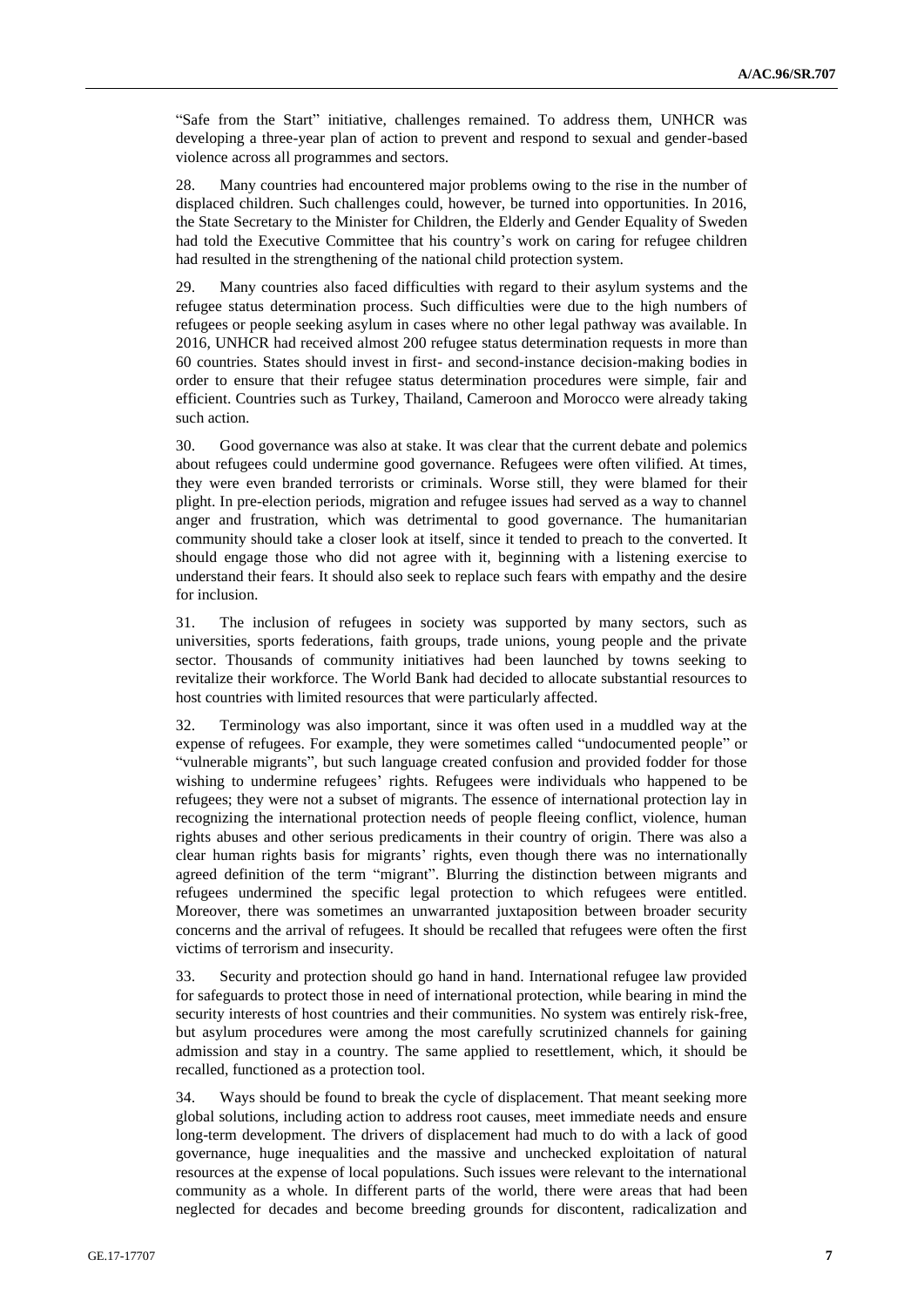"Safe from the Start" initiative, challenges remained. To address them, UNHCR was developing a three-year plan of action to prevent and respond to sexual and gender-based violence across all programmes and sectors.

28. Many countries had encountered major problems owing to the rise in the number of displaced children. Such challenges could, however, be turned into opportunities. In 2016, the State Secretary to the Minister for Children, the Elderly and Gender Equality of Sweden had told the Executive Committee that his country's work on caring for refugee children had resulted in the strengthening of the national child protection system.

29. Many countries also faced difficulties with regard to their asylum systems and the refugee status determination process. Such difficulties were due to the high numbers of refugees or people seeking asylum in cases where no other legal pathway was available. In 2016, UNHCR had received almost 200 refugee status determination requests in more than 60 countries. States should invest in first- and second-instance decision-making bodies in order to ensure that their refugee status determination procedures were simple, fair and efficient. Countries such as Turkey, Thailand, Cameroon and Morocco were already taking such action.

30. Good governance was also at stake. It was clear that the current debate and polemics about refugees could undermine good governance. Refugees were often vilified. At times, they were even branded terrorists or criminals. Worse still, they were blamed for their plight. In pre-election periods, migration and refugee issues had served as a way to channel anger and frustration, which was detrimental to good governance. The humanitarian community should take a closer look at itself, since it tended to preach to the converted. It should engage those who did not agree with it, beginning with a listening exercise to understand their fears. It should also seek to replace such fears with empathy and the desire for inclusion.

31. The inclusion of refugees in society was supported by many sectors, such as universities, sports federations, faith groups, trade unions, young people and the private sector. Thousands of community initiatives had been launched by towns seeking to revitalize their workforce. The World Bank had decided to allocate substantial resources to host countries with limited resources that were particularly affected.

32. Terminology was also important, since it was often used in a muddled way at the expense of refugees. For example, they were sometimes called "undocumented people" or "vulnerable migrants", but such language created confusion and provided fodder for those wishing to undermine refugees' rights. Refugees were individuals who happened to be refugees; they were not a subset of migrants. The essence of international protection lay in recognizing the international protection needs of people fleeing conflict, violence, human rights abuses and other serious predicaments in their country of origin. There was also a clear human rights basis for migrants' rights, even though there was no internationally agreed definition of the term "migrant". Blurring the distinction between migrants and refugees undermined the specific legal protection to which refugees were entitled. Moreover, there was sometimes an unwarranted juxtaposition between broader security concerns and the arrival of refugees. It should be recalled that refugees were often the first victims of terrorism and insecurity.

33. Security and protection should go hand in hand. International refugee law provided for safeguards to protect those in need of international protection, while bearing in mind the security interests of host countries and their communities. No system was entirely risk-free, but asylum procedures were among the most carefully scrutinized channels for gaining admission and stay in a country. The same applied to resettlement, which, it should be recalled, functioned as a protection tool.

34. Ways should be found to break the cycle of displacement. That meant seeking more global solutions, including action to address root causes, meet immediate needs and ensure long-term development. The drivers of displacement had much to do with a lack of good governance, huge inequalities and the massive and unchecked exploitation of natural resources at the expense of local populations. Such issues were relevant to the international community as a whole. In different parts of the world, there were areas that had been neglected for decades and become breeding grounds for discontent, radicalization and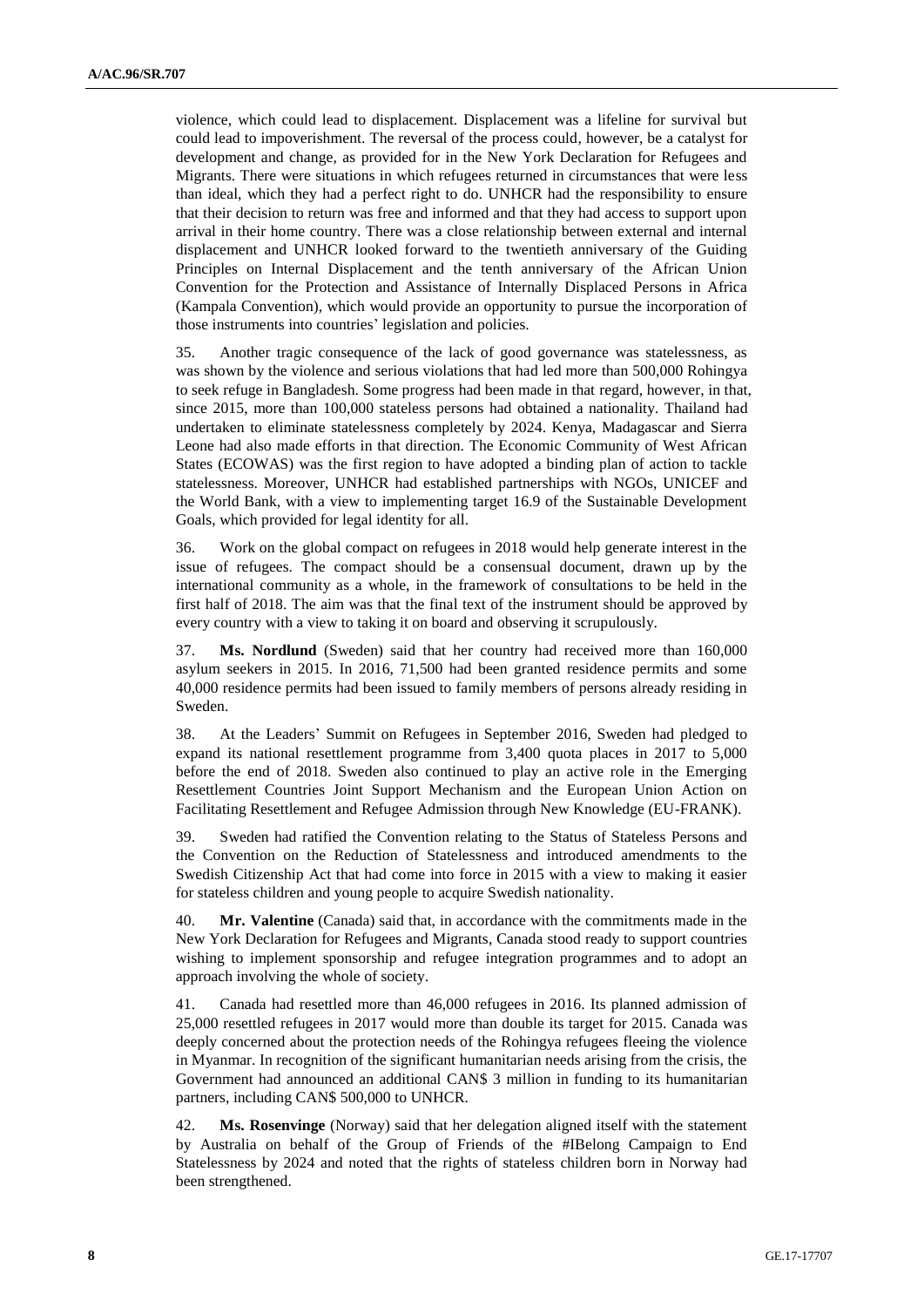violence, which could lead to displacement. Displacement was a lifeline for survival but could lead to impoverishment. The reversal of the process could, however, be a catalyst for development and change, as provided for in the New York Declaration for Refugees and Migrants. There were situations in which refugees returned in circumstances that were less than ideal, which they had a perfect right to do. UNHCR had the responsibility to ensure that their decision to return was free and informed and that they had access to support upon arrival in their home country. There was a close relationship between external and internal displacement and UNHCR looked forward to the twentieth anniversary of the Guiding Principles on Internal Displacement and the tenth anniversary of the African Union Convention for the Protection and Assistance of Internally Displaced Persons in Africa (Kampala Convention), which would provide an opportunity to pursue the incorporation of those instruments into countries' legislation and policies.

35. Another tragic consequence of the lack of good governance was statelessness, as was shown by the violence and serious violations that had led more than 500,000 Rohingya to seek refuge in Bangladesh. Some progress had been made in that regard, however, in that, since 2015, more than 100,000 stateless persons had obtained a nationality. Thailand had undertaken to eliminate statelessness completely by 2024. Kenya, Madagascar and Sierra Leone had also made efforts in that direction. The Economic Community of West African States (ECOWAS) was the first region to have adopted a binding plan of action to tackle statelessness. Moreover, UNHCR had established partnerships with NGOs, UNICEF and the World Bank, with a view to implementing target 16.9 of the Sustainable Development Goals, which provided for legal identity for all.

36. Work on the global compact on refugees in 2018 would help generate interest in the issue of refugees. The compact should be a consensual document, drawn up by the international community as a whole, in the framework of consultations to be held in the first half of 2018. The aim was that the final text of the instrument should be approved by every country with a view to taking it on board and observing it scrupulously.

37. **Ms. Nordlund** (Sweden) said that her country had received more than 160,000 asylum seekers in 2015. In 2016, 71,500 had been granted residence permits and some 40,000 residence permits had been issued to family members of persons already residing in Sweden.

38. At the Leaders' Summit on Refugees in September 2016, Sweden had pledged to expand its national resettlement programme from 3,400 quota places in 2017 to 5,000 before the end of 2018. Sweden also continued to play an active role in the Emerging Resettlement Countries Joint Support Mechanism and the European Union Action on Facilitating Resettlement and Refugee Admission through New Knowledge (EU-FRANK).

39. Sweden had ratified the Convention relating to the Status of Stateless Persons and the Convention on the Reduction of Statelessness and introduced amendments to the Swedish Citizenship Act that had come into force in 2015 with a view to making it easier for stateless children and young people to acquire Swedish nationality.

40. **Mr. Valentine** (Canada) said that, in accordance with the commitments made in the New York Declaration for Refugees and Migrants, Canada stood ready to support countries wishing to implement sponsorship and refugee integration programmes and to adopt an approach involving the whole of society.

41. Canada had resettled more than 46,000 refugees in 2016. Its planned admission of 25,000 resettled refugees in 2017 would more than double its target for 2015. Canada was deeply concerned about the protection needs of the Rohingya refugees fleeing the violence in Myanmar. In recognition of the significant humanitarian needs arising from the crisis, the Government had announced an additional CAN$ 3 million in funding to its humanitarian partners, including CAN$ 500,000 to UNHCR.

42. **Ms. Rosenvinge** (Norway) said that her delegation aligned itself with the statement by Australia on behalf of the Group of Friends of the #IBelong Campaign to End Statelessness by 2024 and noted that the rights of stateless children born in Norway had been strengthened.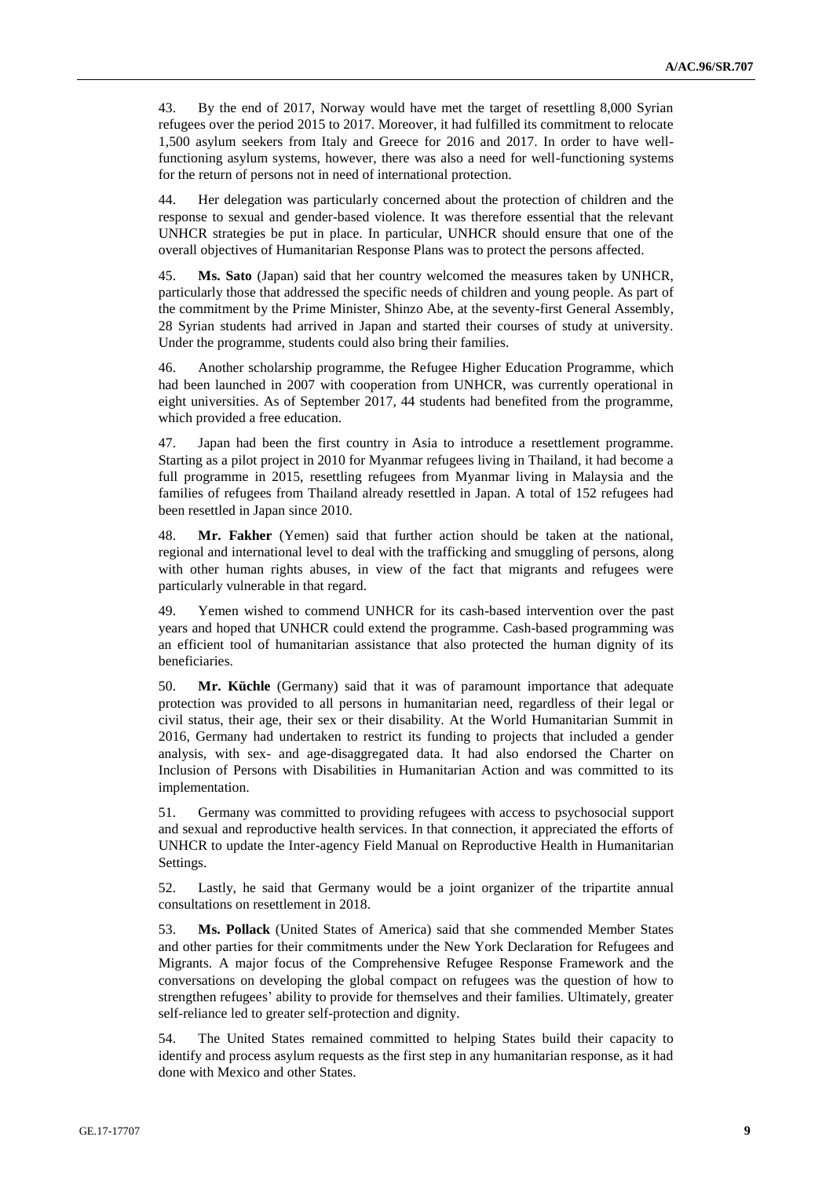43. By the end of 2017, Norway would have met the target of resettling 8,000 Syrian refugees over the period 2015 to 2017. Moreover, it had fulfilled its commitment to relocate 1,500 asylum seekers from Italy and Greece for 2016 and 2017. In order to have well-functioning asylum systems, however, there was also a need for well-functioning systems for the return of persons not in need of international protection.

44. Her delegation was particularly concerned about the protection of children and the response to sexual and gender-based violence. It was therefore essential that the relevant UNHCR strategies be put in place. In particular, UNHCR should ensure that one of the overall objectives of Humanitarian Response Plans was to protect the persons affected.

45. **Ms. Sato** (Japan) said that her country welcomed the measures taken by UNHCR, particularly those that addressed the specific needs of children and young people. As part of the commitment by the Prime Minister, Shinzo Abe, at the seventy-first General Assembly, 28 Syrian students had arrived in Japan and started their courses of study at university. Under the programme, students could also bring their families.

46. Another scholarship programme, the Refugee Higher Education Programme, which had been launched in 2007 with cooperation from UNHCR, was currently operational in eight universities. As of September 2017, 44 students had benefited from the programme, which provided a free education.

47. Japan had been the first country in Asia to introduce a resettlement programme. Starting as a pilot project in 2010 for Myanmar refugees living in Thailand, it had become a full programme in 2015, resettling refugees from Myanmar living in Malaysia and the families of refugees from Thailand already resettled in Japan. A total of 152 refugees had been resettled in Japan since 2010.

48. **Mr. Fakher** (Yemen) said that further action should be taken at the national, regional and international level to deal with the trafficking and smuggling of persons, along with other human rights abuses, in view of the fact that migrants and refugees were particularly vulnerable in that regard.

49. Yemen wished to commend UNHCR for its cash-based intervention over the past years and hoped that UNHCR could extend the programme. Cash-based programming was an efficient tool of humanitarian assistance that also protected the human dignity of its beneficiaries.

50. **Mr. Küchle** (Germany) said that it was of paramount importance that adequate protection was provided to all persons in humanitarian need, regardless of their legal or civil status, their age, their sex or their disability. At the World Humanitarian Summit in 2016, Germany had undertaken to restrict its funding to projects that included a gender analysis, with sex- and age-disaggregated data. It had also endorsed the Charter on Inclusion of Persons with Disabilities in Humanitarian Action and was committed to its implementation.

51. Germany was committed to providing refugees with access to psychosocial support and sexual and reproductive health services. In that connection, it appreciated the efforts of UNHCR to update the Inter-agency Field Manual on Reproductive Health in Humanitarian Settings.

52. Lastly, he said that Germany would be a joint organizer of the tripartite annual consultations on resettlement in 2018.

53. **Ms. Pollack** (United States of America) said that she commended Member States and other parties for their commitments under the New York Declaration for Refugees and Migrants. A major focus of the Comprehensive Refugee Response Framework and the conversations on developing the global compact on refugees was the question of how to strengthen refugees' ability to provide for themselves and their families. Ultimately, greater self-reliance led to greater self-protection and dignity.

54. The United States remained committed to helping States build their capacity to identify and process asylum requests as the first step in any humanitarian response, as it had done with Mexico and other States.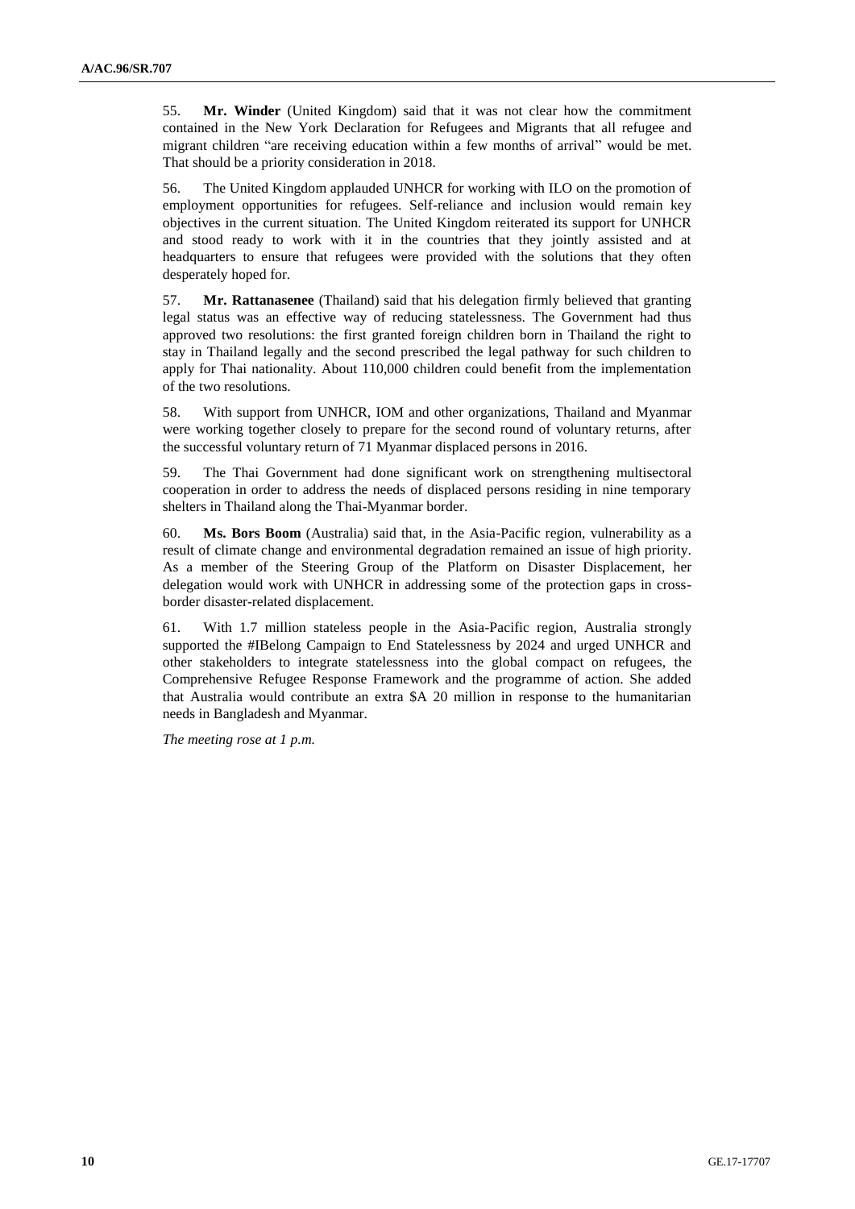55. **Mr. Winder** (United Kingdom) said that it was not clear how the commitment contained in the New York Declaration for Refugees and Migrants that all refugee and migrant children "are receiving education within a few months of arrival" would be met. That should be a priority consideration in 2018.

56. The United Kingdom applauded UNHCR for working with ILO on the promotion of employment opportunities for refugees. Self-reliance and inclusion would remain key objectives in the current situation. The United Kingdom reiterated its support for UNHCR and stood ready to work with it in the countries that they jointly assisted and at headquarters to ensure that refugees were provided with the solutions that they often desperately hoped for.

57. **Mr. Rattanasenee** (Thailand) said that his delegation firmly believed that granting legal status was an effective way of reducing statelessness. The Government had thus approved two resolutions: the first granted foreign children born in Thailand the right to stay in Thailand legally and the second prescribed the legal pathway for such children to apply for Thai nationality. About 110,000 children could benefit from the implementation of the two resolutions.

58. With support from UNHCR, IOM and other organizations, Thailand and Myanmar were working together closely to prepare for the second round of voluntary returns, after the successful voluntary return of 71 Myanmar displaced persons in 2016.

59. The Thai Government had done significant work on strengthening multisectoral cooperation in order to address the needs of displaced persons residing in nine temporary shelters in Thailand along the Thai-Myanmar border.

60. **Ms. Bors Boom** (Australia) said that, in the Asia-Pacific region, vulnerability as a result of climate change and environmental degradation remained an issue of high priority. As a member of the Steering Group of the Platform on Disaster Displacement, her delegation would work with UNHCR in addressing some of the protection gaps in cross-border disaster-related displacement.

61. With 1.7 million stateless people in the Asia-Pacific region, Australia strongly supported the #IBelong Campaign to End Statelessness by 2024 and urged UNHCR and other stakeholders to integrate statelessness into the global compact on refugees, the Comprehensive Refugee Response Framework and the programme of action. She added that Australia would contribute an extra $A 20 million in response to the humanitarian needs in Bangladesh and Myanmar.

*The meeting rose at 1 p.m.*